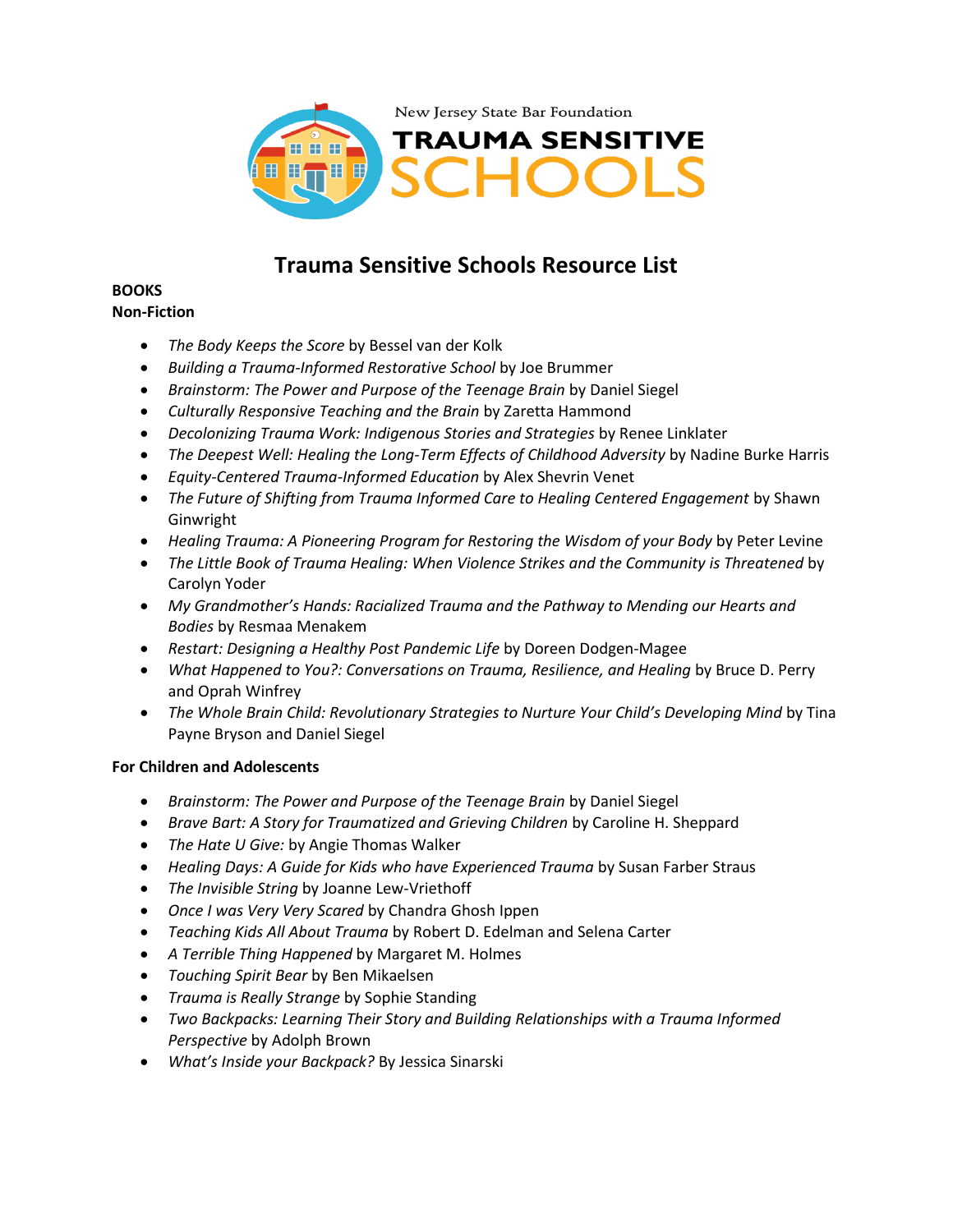New Jersey State Bar Foundation

TRAUMA SENSITIVE SCHOOLS

# Trauma Sensitive Schools Resource List

**BOOKS**

**Non-Fiction**

- *The Body Keeps the Score* by Bessel van der Kolk
- *Building a Trauma-Informed Restorative School* by Joe Brummer
- *Brainstorm: The Power and Purpose of the Teenage Brain* by Daniel Siegel
- *Culturally Responsive Teaching and the Brain* by Zaretta Hammond
- *Decolonizing Trauma Work: Indigenous Stories and Strategies* by Renee Linklater
- *The Deepest Well: Healing the Long-Term Effects of Childhood Adversity* by Nadine Burke Harris
- *Equity-Centered Trauma-Informed Education* by Alex Shevrin Venet
- *The Future of Shifting from Trauma Informed Care to Healing Centered Engagement* by Shawn Ginwright
- *Healing Trauma: A Pioneering Program for Restoring the Wisdom of your Body* by Peter Levine
- *The Little Book of Trauma Healing: When Violence Strikes and the Community is Threatened* by Carolyn Yoder
- *My Grandmother's Hands: Racialized Trauma and the Pathway to Mending our Hearts and Bodies* by Resmaa Menakem
- *Restart: Designing a Healthy Post Pandemic Life* by Doreen Dodgen-Magee
- *What Happened to You?: Conversations on Trauma, Resilience, and Healing* by Bruce D. Perry and Oprah Winfrey
- *The Whole Brain Child: Revolutionary Strategies to Nurture Your Child's Developing Mind* by Tina Payne Bryson and Daniel Siegel

**For Children and Adolescents**

- *Brainstorm: The Power and Purpose of the Teenage Brain* by Daniel Siegel
- *Brave Bart: A Story for Traumatized and Grieving Children* by Caroline H. Sheppard
- *The Hate U Give:* by Angie Thomas Walker
- *Healing Days: A Guide for Kids who have Experienced Trauma* by Susan Farber Straus
- *The Invisible String* by Joanne Lew-Vriethoff
- *Once I was Very Very Scared* by Chandra Ghosh Ippen
- *Teaching Kids All About Trauma* by Robert D. Edelman and Selena Carter
- *A Terrible Thing Happened* by Margaret M. Holmes
- *Touching Spirit Bear* by Ben Mikaelsen
- *Trauma is Really Strange* by Sophie Standing
- *Two Backpacks: Learning Their Story and Building Relationships with a Trauma Informed Perspective* by Adolph Brown
- *What's Inside your Backpack?* By Jessica Sinarski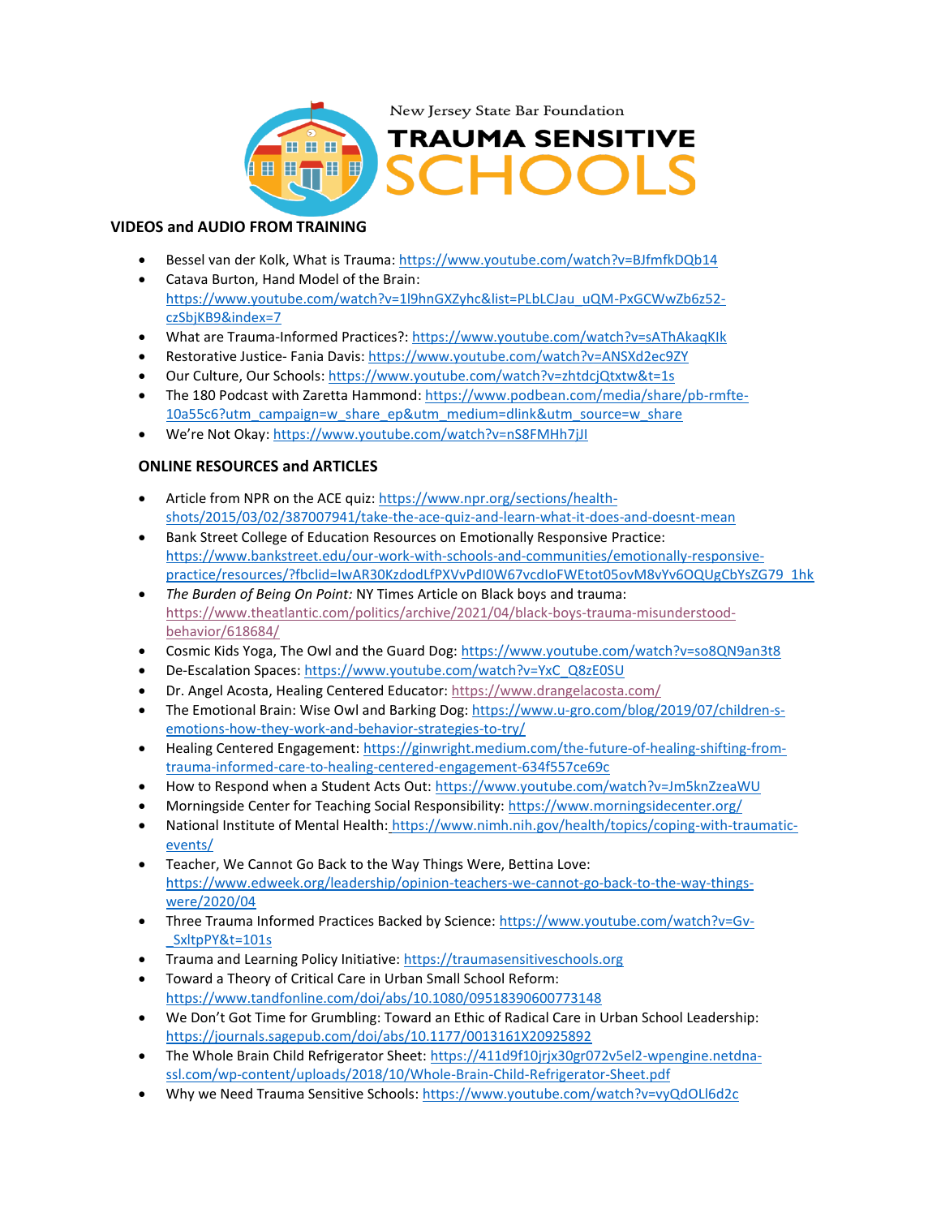New Jersey State Bar Foundation

TRAUMA SENSITIVE SCHOOLS

### VIDEOS and AUDIO FROM TRAINING

- Bessel van der Kolk, What is Trauma: https://www.youtube.com/watch?v=BJfmfkDQb14
- Catava Burton, Hand Model of the Brain: https://www.youtube.com/watch?v=1l9hnGXZyhc&list=PLbLCJau_uQM-PxGCWwZb6z52-czSbjKB9&index=7
- What are Trauma-Informed Practices?: https://www.youtube.com/watch?v=sAThAkaqKIk
- Restorative Justice- Fania Davis: https://www.youtube.com/watch?v=ANSXd2ec9ZY
- Our Culture, Our Schools: https://www.youtube.com/watch?v=zhtdcjQtxtw&t=1s
- The 180 Podcast with Zaretta Hammond: https://www.podbean.com/media/share/pb-rmfte-10a55c6?utm_campaign=w_share_ep&utm_medium=dlink&utm_source=w_share
- We're Not Okay: https://www.youtube.com/watch?v=nS8FMHh7jJI

### ONLINE RESOURCES and ARTICLES

- Article from NPR on the ACE quiz: https://www.npr.org/sections/health-shots/2015/03/02/387007941/take-the-ace-quiz-and-learn-what-it-does-and-doesnt-mean
- Bank Street College of Education Resources on Emotionally Responsive Practice: https://www.bankstreet.edu/our-work-with-schools-and-communities/emotionally-responsive-practice/resources/?fbclid=IwAR30KzdodLfPXVvPdI0W67vcdIoFWEtot05ovM8vYv6OQUgCbYsZG79_1hk
- *The Burden of Being On Point:* NY Times Article on Black boys and trauma: https://www.theatlantic.com/politics/archive/2021/04/black-boys-trauma-misunderstood-behavior/618684/
- Cosmic Kids Yoga, The Owl and the Guard Dog: https://www.youtube.com/watch?v=so8QN9an3t8
- De-Escalation Spaces: https://www.youtube.com/watch?v=YxC_Q8zE0SU
- Dr. Angel Acosta, Healing Centered Educator: https://www.drangelacosta.com/
- The Emotional Brain: Wise Owl and Barking Dog: https://www.u-gro.com/blog/2019/07/children-s-emotions-how-they-work-and-behavior-strategies-to-try/
- Healing Centered Engagement: https://ginwright.medium.com/the-future-of-healing-shifting-from-trauma-informed-care-to-healing-centered-engagement-634f557ce69c
- How to Respond when a Student Acts Out: https://www.youtube.com/watch?v=Jm5knZzeaWU
- Morningside Center for Teaching Social Responsibility: https://www.morningsidecenter.org/
- National Institute of Mental Health: https://www.nimh.nih.gov/health/topics/coping-with-traumatic-events/
- Teacher, We Cannot Go Back to the Way Things Were, Bettina Love: https://www.edweek.org/leadership/opinion-teachers-we-cannot-go-back-to-the-way-things-were/2020/04
- Three Trauma Informed Practices Backed by Science: https://www.youtube.com/watch?v=Gv-_SxltpPY&t=101s
- Trauma and Learning Policy Initiative: https://traumasensitiveschools.org
- Toward a Theory of Critical Care in Urban Small School Reform: https://www.tandfonline.com/doi/abs/10.1080/09518390600773148
- We Don't Got Time for Grumbling: Toward an Ethic of Radical Care in Urban School Leadership: https://journals.sagepub.com/doi/abs/10.1177/0013161X20925892
- The Whole Brain Child Refrigerator Sheet: https://411d9f10jrjx30gr072v5el2-wpengine.netdna-ssl.com/wp-content/uploads/2018/10/Whole-Brain-Child-Refrigerator-Sheet.pdf
- Why we Need Trauma Sensitive Schools: https://www.youtube.com/watch?v=vyQdOLl6d2c